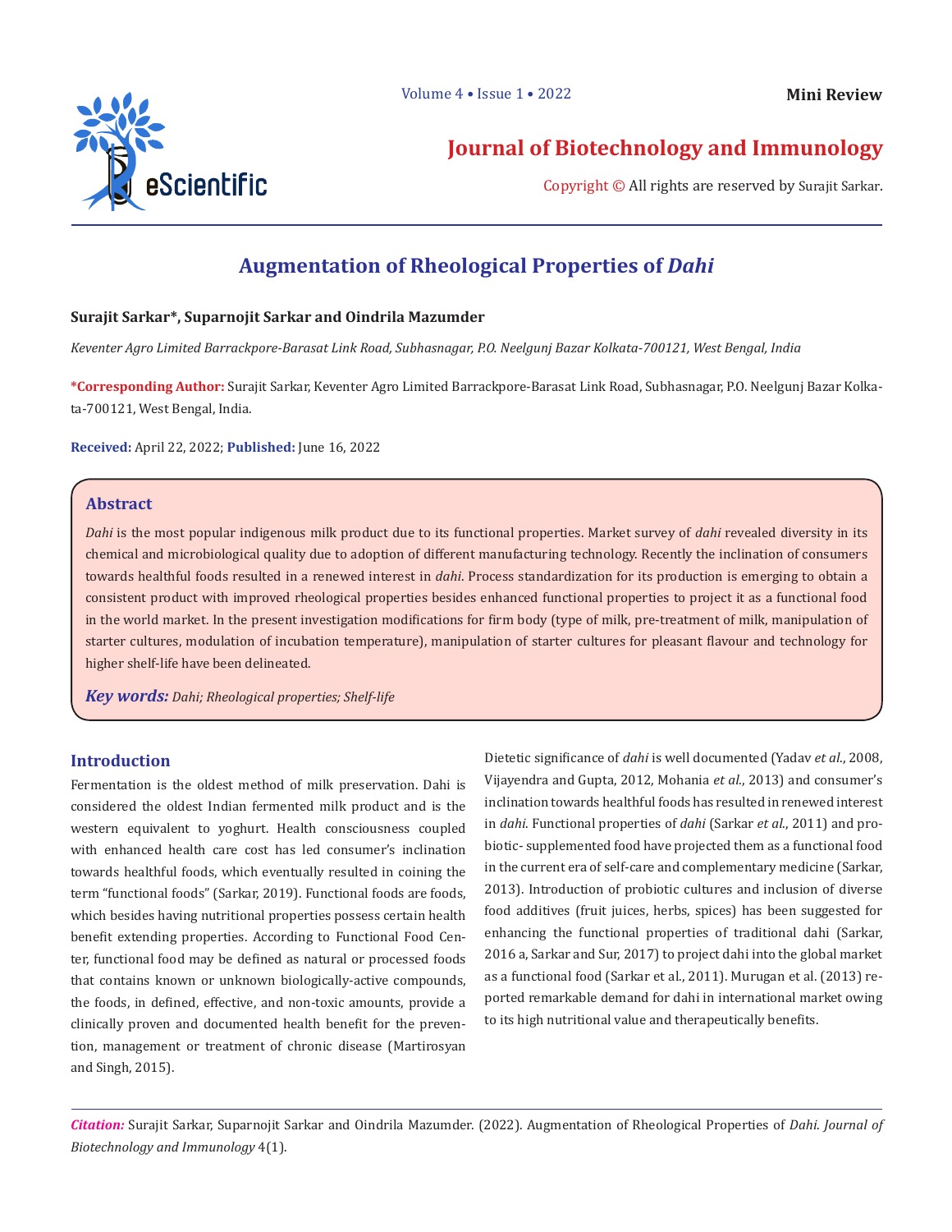Mini Review

# Journal of Biotechnology and Immunology

Copyright © All rights are reserved by Surajit Sarkar.

# Augmentation of Rheological Properties of *Dahi*

**Surajit Sarkar\*, Suparnojit Sarkar and Oindrila Mazumder**

*Keventer Agro Limited Barrackpore-Barasat Link Road, Subhasnagar, P.O. Neelgunj Bazar Kolkata-700121, West Bengal, India*

**\*Corresponding Author:** Surajit Sarkar, Keventer Agro Limited Barrackpore-Barasat Link Road, Subhasnagar, P.O. Neelgunj Bazar Kolkata-700121, West Bengal, India.

**Received:** April 22, 2022; **Published:** June 16, 2022

## Abstract

*Dahi* is the most popular indigenous milk product due to its functional properties. Market survey of *dahi* revealed diversity in its chemical and microbiological quality due to adoption of different manufacturing technology. Recently the inclination of consumers towards healthful foods resulted in a renewed interest in *dahi*. Process standardization for its production is emerging to obtain a consistent product with improved rheological properties besides enhanced functional properties to project it as a functional food in the world market. In the present investigation modifications for firm body (type of milk, pre-treatment of milk, manipulation of starter cultures, modulation of incubation temperature), manipulation of starter cultures for pleasant flavour and technology for higher shelf-life have been delineated.

***Key words:*** *Dahi; Rheological properties; Shelf-life*

## Introduction

Fermentation is the oldest method of milk preservation. Dahi is considered the oldest Indian fermented milk product and is the western equivalent to yoghurt. Health consciousness coupled with enhanced health care cost has led consumer's inclination towards healthful foods, which eventually resulted in coining the term "functional foods" (Sarkar, 2019). Functional foods are foods, which besides having nutritional properties possess certain health benefit extending properties. According to Functional Food Center, functional food may be defined as natural or processed foods that contains known or unknown biologically-active compounds, the foods, in defined, effective, and non-toxic amounts, provide a clinically proven and documented health benefit for the prevention, management or treatment of chronic disease (Martirosyan and Singh, 2015).

Dietetic significance of *dahi* is well documented (Yadav *et al*., 2008, Vijayendra and Gupta, 2012, Mohania *et al*., 2013) and consumer's inclination towards healthful foods has resulted in renewed interest in *dahi*. Functional properties of *dahi* (Sarkar *et al*., 2011) and probiotic- supplemented food have projected them as a functional food in the current era of self-care and complementary medicine (Sarkar, 2013). Introduction of probiotic cultures and inclusion of diverse food additives (fruit juices, herbs, spices) has been suggested for enhancing the functional properties of traditional dahi (Sarkar, 2016 a, Sarkar and Sur, 2017) to project dahi into the global market as a functional food (Sarkar et al., 2011). Murugan et al. (2013) reported remarkable demand for dahi in international market owing to its high nutritional value and therapeutically benefits.

***Citation:*** Surajit Sarkar, Suparnojit Sarkar and Oindrila Mazumder. (2022). Augmentation of Rheological Properties of *Dahi*. *Journal of Biotechnology and Immunology* 4(1).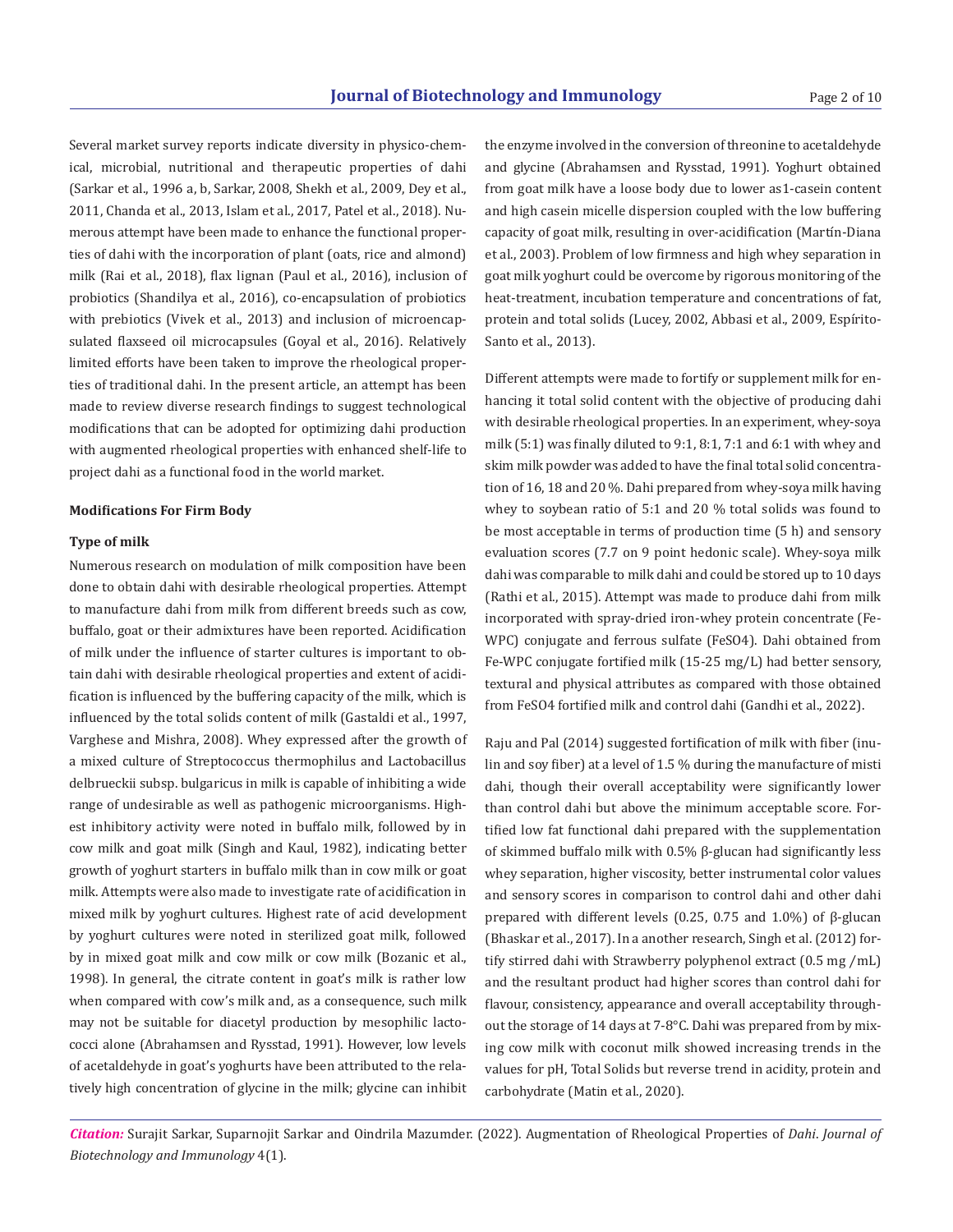Several market survey reports indicate diversity in physico-chemical, microbial, nutritional and therapeutic properties of dahi (Sarkar et al., 1996 a, b, Sarkar, 2008, Shekh et al., 2009, Dey et al., 2011, Chanda et al., 2013, Islam et al., 2017, Patel et al., 2018). Numerous attempt have been made to enhance the functional properties of dahi with the incorporation of plant (oats, rice and almond) milk (Rai et al., 2018), flax lignan (Paul et al., 2016), inclusion of probiotics (Shandilya et al., 2016), co-encapsulation of probiotics with prebiotics (Vivek et al., 2013) and inclusion of microencapsulated flaxseed oil microcapsules (Goyal et al., 2016). Relatively limited efforts have been taken to improve the rheological properties of traditional dahi. In the present article, an attempt has been made to review diverse research findings to suggest technological modifications that can be adopted for optimizing dahi production with augmented rheological properties with enhanced shelf-life to project dahi as a functional food in the world market.

**Modifications For Firm Body**

**Type of milk**

Numerous research on modulation of milk composition have been done to obtain dahi with desirable rheological properties. Attempt to manufacture dahi from milk from different breeds such as cow, buffalo, goat or their admixtures have been reported. Acidification of milk under the influence of starter cultures is important to obtain dahi with desirable rheological properties and extent of acidification is influenced by the buffering capacity of the milk, which is influenced by the total solids content of milk (Gastaldi et al., 1997, Varghese and Mishra, 2008). Whey expressed after the growth of a mixed culture of Streptococcus thermophilus and Lactobacillus delbrueckii subsp. bulgaricus in milk is capable of inhibiting a wide range of undesirable as well as pathogenic microorganisms. Highest inhibitory activity were noted in buffalo milk, followed by in cow milk and goat milk (Singh and Kaul, 1982), indicating better growth of yoghurt starters in buffalo milk than in cow milk or goat milk. Attempts were also made to investigate rate of acidification in mixed milk by yoghurt cultures. Highest rate of acid development by yoghurt cultures were noted in sterilized goat milk, followed by in mixed goat milk and cow milk or cow milk (Bozanic et al., 1998). In general, the citrate content in goat's milk is rather low when compared with cow's milk and, as a consequence, such milk may not be suitable for diacetyl production by mesophilic lactococci alone (Abrahamsen and Rysstad, 1991). However, low levels of acetaldehyde in goat's yoghurts have been attributed to the relatively high concentration of glycine in the milk; glycine can inhibit the enzyme involved in the conversion of threonine to acetaldehyde and glycine (Abrahamsen and Rysstad, 1991). Yoghurt obtained from goat milk have a loose body due to lower as1-casein content and high casein micelle dispersion coupled with the low buffering capacity of goat milk, resulting in over-acidification (Martín-Diana et al., 2003). Problem of low firmness and high whey separation in goat milk yoghurt could be overcome by rigorous monitoring of the heat-treatment, incubation temperature and concentrations of fat, protein and total solids (Lucey, 2002, Abbasi et al., 2009, Espírito-Santo et al., 2013).

Different attempts were made to fortify or supplement milk for enhancing it total solid content with the objective of producing dahi with desirable rheological properties. In an experiment, whey-soya milk (5:1) was finally diluted to 9:1, 8:1, 7:1 and 6:1 with whey and skim milk powder was added to have the final total solid concentration of 16, 18 and 20 %. Dahi prepared from whey-soya milk having whey to soybean ratio of 5:1 and 20 % total solids was found to be most acceptable in terms of production time (5 h) and sensory evaluation scores (7.7 on 9 point hedonic scale). Whey-soya milk dahi was comparable to milk dahi and could be stored up to 10 days (Rathi et al., 2015). Attempt was made to produce dahi from milk incorporated with spray-dried iron-whey protein concentrate (Fe-WPC) conjugate and ferrous sulfate ($FeSO_4$). Dahi obtained from Fe-WPC conjugate fortified milk (15-25 mg/L) had better sensory, textural and physical attributes as compared with those obtained from $FeSO_4$ fortified milk and control dahi (Gandhi et al., 2022).

Raju and Pal (2014) suggested fortification of milk with fiber (inulin and soy fiber) at a level of 1.5 % during the manufacture of misti dahi, though their overall acceptability were significantly lower than control dahi but above the minimum acceptable score. Fortified low fat functional dahi prepared with the supplementation of skimmed buffalo milk with 0.5% β-glucan had significantly less whey separation, higher viscosity, better instrumental color values and sensory scores in comparison to control dahi and other dahi prepared with different levels (0.25, 0.75 and 1.0%) of β-glucan (Bhaskar et al., 2017). In a another research, Singh et al. (2012) fortify stirred dahi with Strawberry polyphenol extract (0.5 mg /mL) and the resultant product had higher scores than control dahi for flavour, consistency, appearance and overall acceptability throughout the storage of 14 days at 7-8°C. Dahi was prepared from by mixing cow milk with coconut milk showed increasing trends in the values for pH, Total Solids but reverse trend in acidity, protein and carbohydrate (Matin et al., 2020).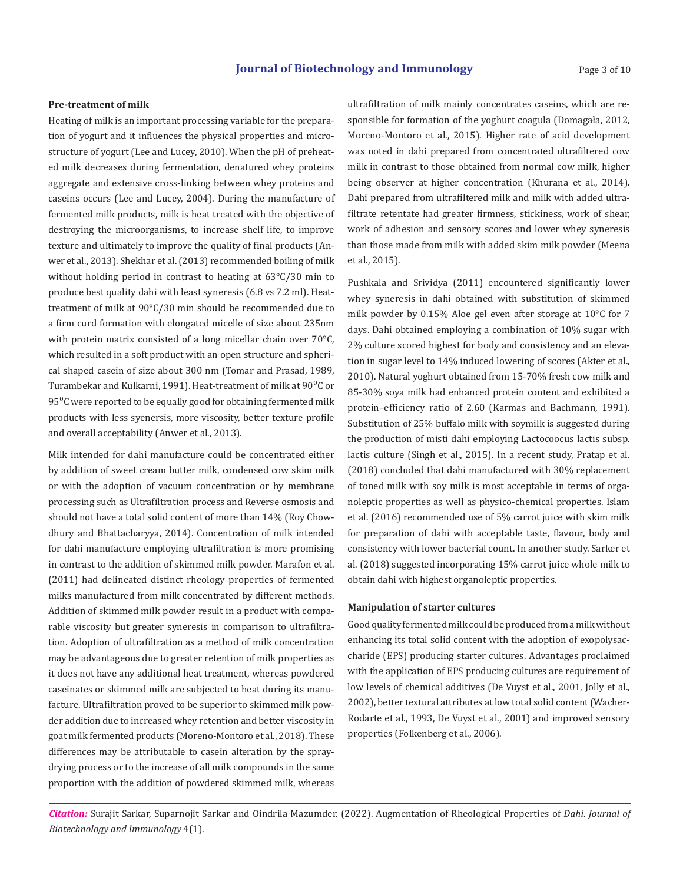**Pre-treatment of milk**

Heating of milk is an important processing variable for the preparation of yogurt and it influences the physical properties and microstructure of yogurt (Lee and Lucey, 2010). When the pH of preheated milk decreases during fermentation, denatured whey proteins aggregate and extensive cross-linking between whey proteins and caseins occurs (Lee and Lucey, 2004). During the manufacture of fermented milk products, milk is heat treated with the objective of destroying the microorganisms, to increase shelf life, to improve texture and ultimately to improve the quality of final products (Anwer et al., 2013). Shekhar et al. (2013) recommended boiling of milk without holding period in contrast to heating at 63°C/30 min to produce best quality dahi with least syneresis (6.8 vs 7.2 ml). Heat-treatment of milk at 90°C/30 min should be recommended due to a firm curd formation with elongated micelle of size about 235nm with protein matrix consisted of a long micellar chain over 70°C, which resulted in a soft product with an open structure and spherical shaped casein of size about 300 nm (Tomar and Prasad, 1989, Turambekar and Kulkarni, 1991). Heat-treatment of milk at 90$^0$C or 95$^0$C were reported to be equally good for obtaining fermented milk products with less syenersis, more viscosity, better texture profile and overall acceptability (Anwer et al., 2013).

Milk intended for dahi manufacture could be concentrated either by addition of sweet cream butter milk, condensed cow skim milk or with the adoption of vacuum concentration or by membrane processing such as Ultrafiltration process and Reverse osmosis and should not have a total solid content of more than 14% (Roy Chowdhury and Bhattacharyya, 2014). Concentration of milk intended for dahi manufacture employing ultrafiltration is more promising in contrast to the addition of skimmed milk powder. Marafon et al. (2011) had delineated distinct rheology properties of fermented milks manufactured from milk concentrated by different methods. Addition of skimmed milk powder result in a product with comparable viscosity but greater syneresis in comparison to ultrafiltration. Adoption of ultrafiltration as a method of milk concentration may be advantageous due to greater retention of milk properties as it does not have any additional heat treatment, whereas powdered caseinates or skimmed milk are subjected to heat during its manufacture. Ultrafiltration proved to be superior to skimmed milk powder addition due to increased whey retention and better viscosity in goat milk fermented products (Moreno-Montoro et al., 2018). These differences may be attributable to casein alteration by the spray-drying process or to the increase of all milk compounds in the same proportion with the addition of powdered skimmed milk, whereas ultrafiltration of milk mainly concentrates caseins, which are responsible for formation of the yoghurt coagula (Domagała, 2012, Moreno-Montoro et al., 2015). Higher rate of acid development was noted in dahi prepared from concentrated ultrafiltered cow milk in contrast to those obtained from normal cow milk, higher being observer at higher concentration (Khurana et al., 2014). Dahi prepared from ultrafiltered milk and milk with added ultrafiltrate retentate had greater firmness, stickiness, work of shear, work of adhesion and sensory scores and lower whey syneresis than those made from milk with added skim milk powder (Meena et al., 2015).

Pushkala and Srividya (2011) encountered significantly lower whey syneresis in dahi obtained with substitution of skimmed milk powder by 0.15% Aloe gel even after storage at 10°C for 7 days. Dahi obtained employing a combination of 10% sugar with 2% culture scored highest for body and consistency and an elevation in sugar level to 14% induced lowering of scores (Akter et al., 2010). Natural yoghurt obtained from 15-70% fresh cow milk and 85-30% soya milk had enhanced protein content and exhibited a protein–efficiency ratio of 2.60 (Karmas and Bachmann, 1991). Substitution of 25% buffalo milk with soymilk is suggested during the production of misti dahi employing Lactocoocus lactis subsp. lactis culture (Singh et al., 2015). In a recent study, Pratap et al. (2018) concluded that dahi manufactured with 30% replacement of toned milk with soy milk is most acceptable in terms of organoleptic properties as well as physico-chemical properties. Islam et al. (2016) recommended use of 5% carrot juice with skim milk for preparation of dahi with acceptable taste, flavour, body and consistency with lower bacterial count. In another study. Sarker et al. (2018) suggested incorporating 15% carrot juice whole milk to obtain dahi with highest organoleptic properties.

**Manipulation of starter cultures**

Good quality fermented milk could be produced from a milk without enhancing its total solid content with the adoption of exopolysaccharide (EPS) producing starter cultures. Advantages proclaimed with the application of EPS producing cultures are requirement of low levels of chemical additives (De Vuyst et al., 2001, Jolly et al., 2002), better textural attributes at low total solid content (Wacher-Rodarte et al., 1993, De Vuyst et al., 2001) and improved sensory properties (Folkenberg et al., 2006).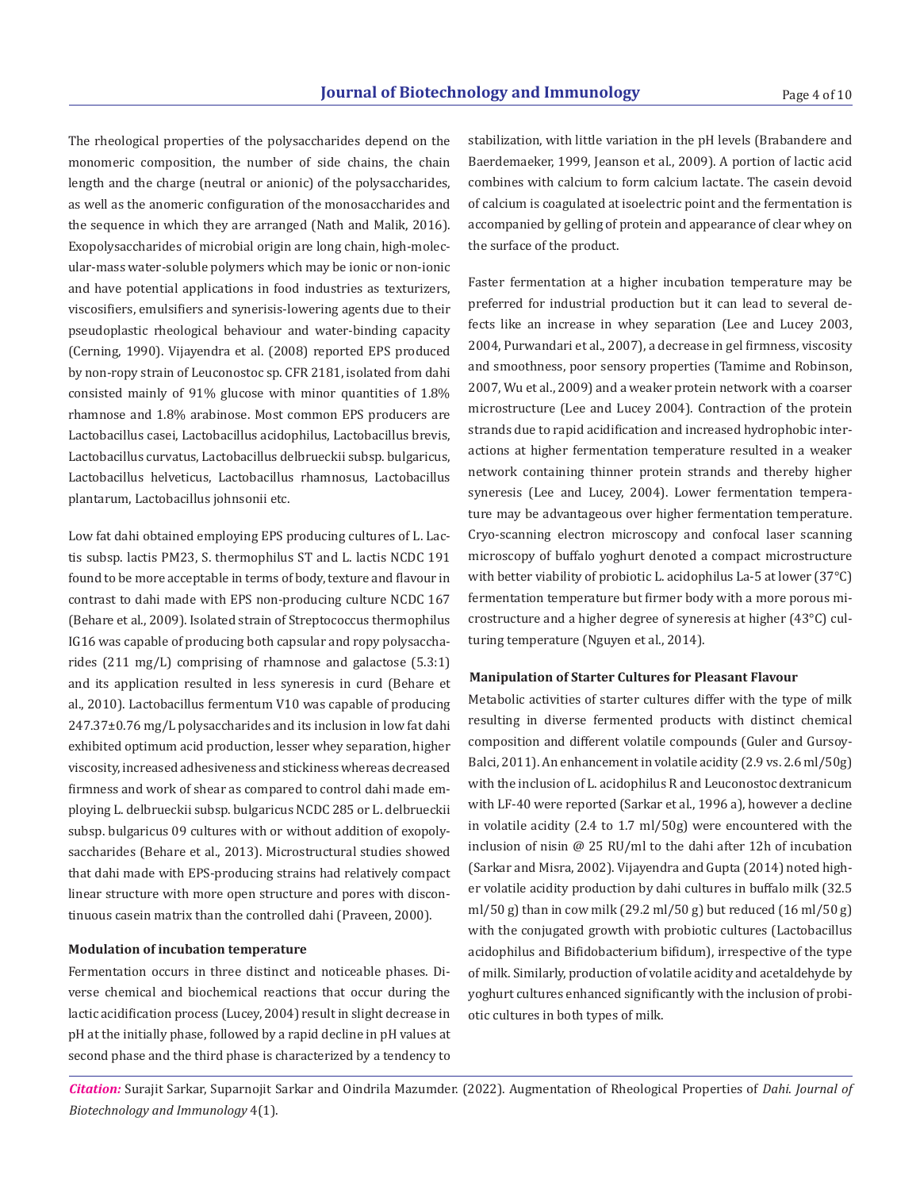The rheological properties of the polysaccharides depend on the monomeric composition, the number of side chains, the chain length and the charge (neutral or anionic) of the polysaccharides, as well as the anomeric configuration of the monosaccharides and the sequence in which they are arranged (Nath and Malik, 2016). Exopolysaccharides of microbial origin are long chain, high-molecular-mass water-soluble polymers which may be ionic or non-ionic and have potential applications in food industries as texturizers, viscosifiers, emulsifiers and synerisis-lowering agents due to their pseudoplastic rheological behaviour and water-binding capacity (Cerning, 1990). Vijayendra et al. (2008) reported EPS produced by non-ropy strain of Leuconostoc sp. CFR 2181, isolated from dahi consisted mainly of 91% glucose with minor quantities of 1.8% rhamnose and 1.8% arabinose. Most common EPS producers are Lactobacillus casei, Lactobacillus acidophilus, Lactobacillus brevis, Lactobacillus curvatus, Lactobacillus delbrueckii subsp. bulgaricus, Lactobacillus helveticus, Lactobacillus rhamnosus, Lactobacillus plantarum, Lactobacillus johnsonii etc.

Low fat dahi obtained employing EPS producing cultures of L. Lactis subsp. lactis PM23, S. thermophilus ST and L. lactis NCDC 191 found to be more acceptable in terms of body, texture and flavour in contrast to dahi made with EPS non-producing culture NCDC 167 (Behare et al., 2009). Isolated strain of Streptococcus thermophilus IG16 was capable of producing both capsular and ropy polysaccharides (211 mg/L) comprising of rhamnose and galactose (5.3:1) and its application resulted in less syneresis in curd (Behare et al., 2010). Lactobacillus fermentum V10 was capable of producing 247.37±0.76 mg/L polysaccharides and its inclusion in low fat dahi exhibited optimum acid production, lesser whey separation, higher viscosity, increased adhesiveness and stickiness whereas decreased firmness and work of shear as compared to control dahi made employing L. delbrueckii subsp. bulgaricus NCDC 285 or L. delbrueckii subsp. bulgaricus 09 cultures with or without addition of exopolysaccharides (Behare et al., 2013). Microstructural studies showed that dahi made with EPS-producing strains had relatively compact linear structure with more open structure and pores with discontinuous casein matrix than the controlled dahi (Praveen, 2000).

#### Modulation of incubation temperature

Fermentation occurs in three distinct and noticeable phases. Diverse chemical and biochemical reactions that occur during the lactic acidification process (Lucey, 2004) result in slight decrease in pH at the initially phase, followed by a rapid decline in pH values at second phase and the third phase is characterized by a tendency to stabilization, with little variation in the pH levels (Brabandere and Baerdemaeker, 1999, Jeanson et al., 2009). A portion of lactic acid combines with calcium to form calcium lactate. The casein devoid of calcium is coagulated at isoelectric point and the fermentation is accompanied by gelling of protein and appearance of clear whey on the surface of the product.

Faster fermentation at a higher incubation temperature may be preferred for industrial production but it can lead to several defects like an increase in whey separation (Lee and Lucey 2003, 2004, Purwandari et al., 2007), a decrease in gel firmness, viscosity and smoothness, poor sensory properties (Tamime and Robinson, 2007, Wu et al., 2009) and a weaker protein network with a coarser microstructure (Lee and Lucey 2004). Contraction of the protein strands due to rapid acidification and increased hydrophobic interactions at higher fermentation temperature resulted in a weaker network containing thinner protein strands and thereby higher syneresis (Lee and Lucey, 2004). Lower fermentation temperature may be advantageous over higher fermentation temperature. Cryo-scanning electron microscopy and confocal laser scanning microscopy of buffalo yoghurt denoted a compact microstructure with better viability of probiotic L. acidophilus La-5 at lower (37°C) fermentation temperature but firmer body with a more porous microstructure and a higher degree of syneresis at higher (43°C) culturing temperature (Nguyen et al., 2014).

#### Manipulation of Starter Cultures for Pleasant Flavour

Metabolic activities of starter cultures differ with the type of milk resulting in diverse fermented products with distinct chemical composition and different volatile compounds (Guler and Gursoy-Balci, 2011). An enhancement in volatile acidity (2.9 vs. 2.6 ml/50g) with the inclusion of L. acidophilus R and Leuconostoc dextranicum with LF-40 were reported (Sarkar et al., 1996 a), however a decline in volatile acidity (2.4 to 1.7 ml/50g) were encountered with the inclusion of nisin @ 25 RU/ml to the dahi after 12h of incubation (Sarkar and Misra, 2002). Vijayendra and Gupta (2014) noted higher volatile acidity production by dahi cultures in buffalo milk (32.5 ml/50 g) than in cow milk (29.2 ml/50 g) but reduced (16 ml/50 g) with the conjugated growth with probiotic cultures (Lactobacillus acidophilus and Bifidobacterium bifidum), irrespective of the type of milk. Similarly, production of volatile acidity and acetaldehyde by yoghurt cultures enhanced significantly with the inclusion of probiotic cultures in both types of milk.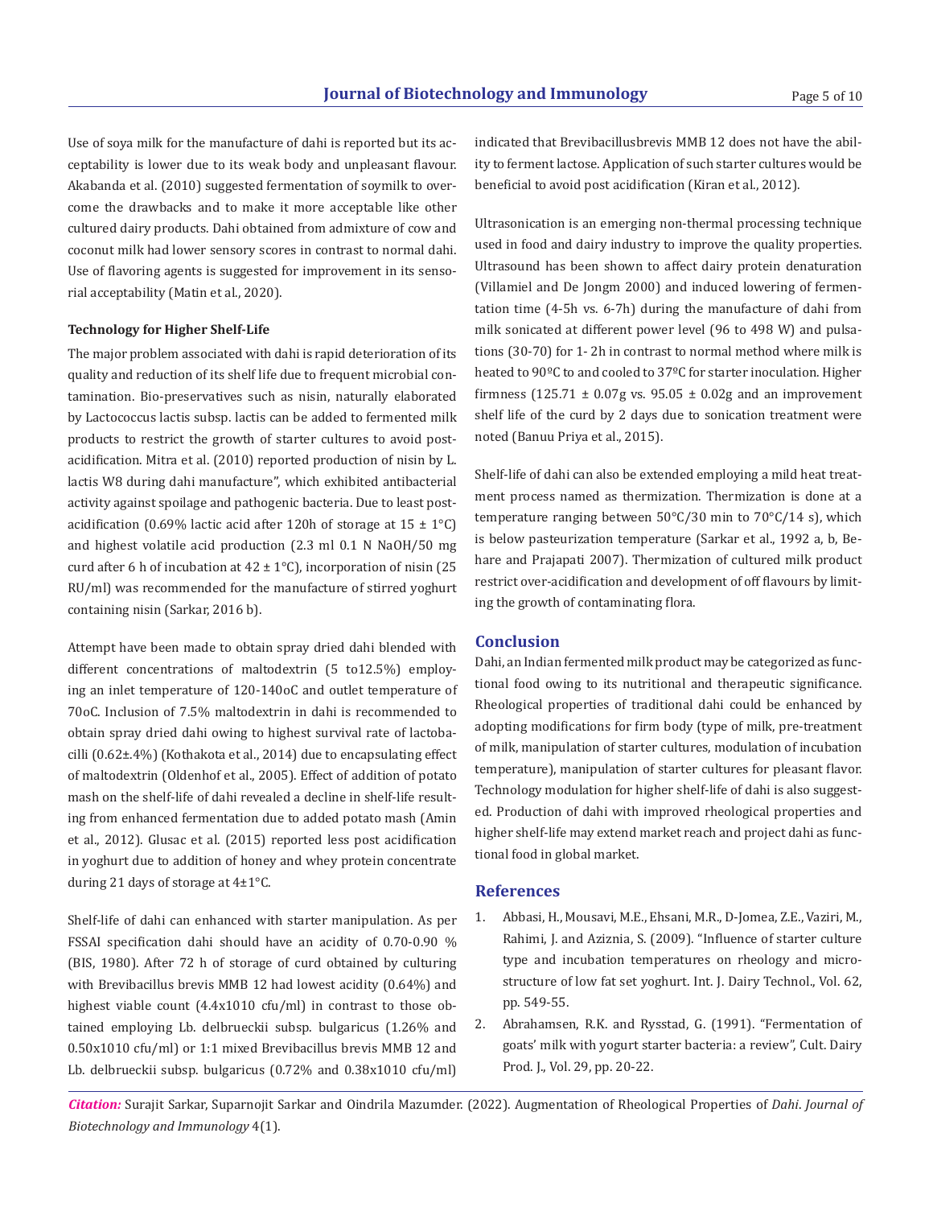Use of soya milk for the manufacture of dahi is reported but its acceptability is lower due to its weak body and unpleasant flavour. Akabanda et al. (2010) suggested fermentation of soymilk to overcome the drawbacks and to make it more acceptable like other cultured dairy products. Dahi obtained from admixture of cow and coconut milk had lower sensory scores in contrast to normal dahi. Use of flavoring agents is suggested for improvement in its sensorial acceptability (Matin et al., 2020).

#### Technology for Higher Shelf-Life

The major problem associated with dahi is rapid deterioration of its quality and reduction of its shelf life due to frequent microbial contamination. Bio-preservatives such as nisin, naturally elaborated by Lactococcus lactis subsp. lactis can be added to fermented milk products to restrict the growth of starter cultures to avoid post-acidification. Mitra et al. (2010) reported production of nisin by L. lactis W8 during dahi manufacture", which exhibited antibacterial activity against spoilage and pathogenic bacteria. Due to least post-acidification (0.69% lactic acid after 120h of storage at 15 ± 1°C) and highest volatile acid production (2.3 ml 0.1 N NaOH/50 mg curd after 6 h of incubation at 42 ± 1°C), incorporation of nisin (25 RU/ml) was recommended for the manufacture of stirred yoghurt containing nisin (Sarkar, 2016 b).

Attempt have been made to obtain spray dried dahi blended with different concentrations of maltodextrin (5 to12.5%) employing an inlet temperature of 120-140oC and outlet temperature of 70oC. Inclusion of 7.5% maltodextrin in dahi is recommended to obtain spray dried dahi owing to highest survival rate of lactobacilli (0.62±.4%) (Kothakota et al., 2014) due to encapsulating effect of maltodextrin (Oldenhof et al., 2005). Effect of addition of potato mash on the shelf-life of dahi revealed a decline in shelf-life resulting from enhanced fermentation due to added potato mash (Amin et al., 2012). Glusac et al. (2015) reported less post acidification in yoghurt due to addition of honey and whey protein concentrate during 21 days of storage at 4±1°C.

Shelf-life of dahi can enhanced with starter manipulation. As per FSSAI specification dahi should have an acidity of 0.70-0.90 % (BIS, 1980). After 72 h of storage of curd obtained by culturing with Brevibacillus brevis MMB 12 had lowest acidity (0.64%) and highest viable count (4.4x1010 cfu/ml) in contrast to those obtained employing Lb. delbrueckii subsp. bulgaricus (1.26% and 0.50x1010 cfu/ml) or 1:1 mixed Brevibacillus brevis MMB 12 and Lb. delbrueckii subsp. bulgaricus (0.72% and 0.38x1010 cfu/ml) indicated that Brevibacillusbrevis MMB 12 does not have the ability to ferment lactose. Application of such starter cultures would be beneficial to avoid post acidification (Kiran et al., 2012).

Ultrasonication is an emerging non-thermal processing technique used in food and dairy industry to improve the quality properties. Ultrasound has been shown to affect dairy protein denaturation (Villamiel and De Jongm 2000) and induced lowering of fermentation time (4-5h vs. 6-7h) during the manufacture of dahi from milk sonicated at different power level (96 to 498 W) and pulsations (30-70) for 1- 2h in contrast to normal method where milk is heated to 90ºC to and cooled to 37ºC for starter inoculation. Higher firmness (125.71 ± 0.07g vs. 95.05 ± 0.02g and an improvement shelf life of the curd by 2 days due to sonication treatment were noted (Banuu Priya et al., 2015).

Shelf-life of dahi can also be extended employing a mild heat treatment process named as thermization. Thermization is done at a temperature ranging between 50°C/30 min to 70°C/14 s), which is below pasteurization temperature (Sarkar et al., 1992 a, b, Behare and Prajapati 2007). Thermization of cultured milk product restrict over-acidification and development of off flavours by limiting the growth of contaminating flora.

## Conclusion

Dahi, an Indian fermented milk product may be categorized as functional food owing to its nutritional and therapeutic significance. Rheological properties of traditional dahi could be enhanced by adopting modifications for firm body (type of milk, pre-treatment of milk, manipulation of starter cultures, modulation of incubation temperature), manipulation of starter cultures for pleasant flavor. Technology modulation for higher shelf-life of dahi is also suggested. Production of dahi with improved rheological properties and higher shelf-life may extend market reach and project dahi as functional food in global market.

## References

1. Abbasi, H., Mousavi, M.E., Ehsani, M.R., D-Jomea, Z.E., Vaziri, M., Rahimi, J. and Aziznia, S. (2009). "Influence of starter culture type and incubation temperatures on rheology and microstructure of low fat set yoghurt. Int. J. Dairy Technol., Vol. 62, pp. 549-55.
2. Abrahamsen, R.K. and Rysstad, G. (1991). "Fermentation of goats' milk with yogurt starter bacteria: a review", Cult. Dairy Prod. J., Vol. 29, pp. 20-22.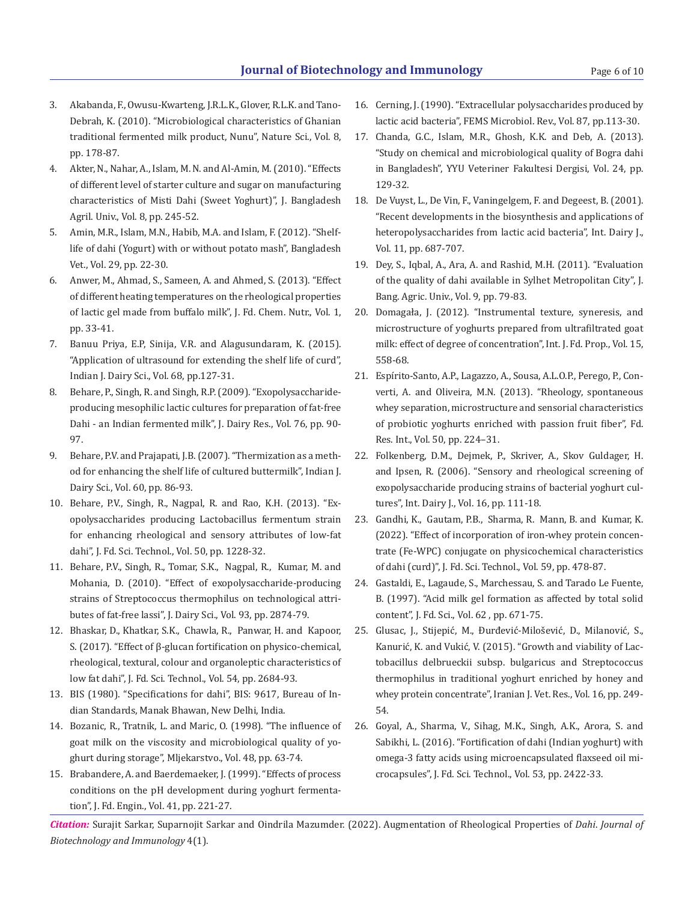3. Akabanda, F., Owusu-Kwarteng, J.R.L.K., Glover, R.L.K. and Tano-Debrah, K. (2010). "Microbiological characteristics of Ghanian traditional fermented milk product, Nunu", Nature Sci., Vol. 8, pp. 178-87.
4. Akter, N., Nahar, A., Islam, M. N. and Al-Amin, M. (2010). "Effects of different level of starter culture and sugar on manufacturing characteristics of Misti Dahi (Sweet Yoghurt)", J. Bangladesh Agril. Univ., Vol. 8, pp. 245-52.
5. Amin, M.R., Islam, M.N., Habib, M.A. and Islam, F. (2012). "Shelf-life of dahi (Yogurt) with or without potato mash", Bangladesh Vet., Vol. 29, pp. 22-30.
6. Anwer, M., Ahmad, S., Sameen, A. and Ahmed, S. (2013). "Effect of different heating temperatures on the rheological properties of lactic gel made from buffalo milk", J. Fd. Chem. Nutr., Vol. 1, pp. 33-41.
7. Banuu Priya, E.P, Sinija, V.R. and Alagusundaram, K. (2015). "Application of ultrasound for extending the shelf life of curd", Indian J. Dairy Sci., Vol. 68, pp.127-31.
8. Behare, P., Singh, R. and Singh, R.P. (2009). "Exopolysaccharide-producing mesophilic lactic cultures for preparation of fat-free Dahi - an Indian fermented milk", J. Dairy Res., Vol. 76, pp. 90-97.
9. Behare, P.V. and Prajapati, J.B. (2007). "Thermization as a method for enhancing the shelf life of cultured buttermilk", Indian J. Dairy Sci., Vol. 60, pp. 86-93.
10. Behare, P.V., Singh, R., Nagpal, R. and Rao, K.H. (2013). "Exopolysaccharides producing Lactobacillus fermentum strain for enhancing rheological and sensory attributes of low-fat dahi", J. Fd. Sci. Technol., Vol. 50, pp. 1228-32.
11. Behare, P.V., Singh, R., Tomar, S.K., Nagpal, R., Kumar, M. and Mohania, D. (2010). "Effect of exopolysaccharide-producing strains of Streptococcus thermophilus on technological attributes of fat-free lassi", J. Dairy Sci., Vol. 93, pp. 2874-79.
12. Bhaskar, D., Khatkar, S.K., Chawla, R., Panwar, H. and Kapoor, S. (2017). "Effect of β-glucan fortification on physico-chemical, rheological, textural, colour and organoleptic characteristics of low fat dahi", J. Fd. Sci. Technol., Vol. 54, pp. 2684-93.
13. BIS (1980). "Specifications for dahi", BIS: 9617, Bureau of Indian Standards, Manak Bhawan, New Delhi, India.
14. Bozanic, R., Tratnik, L. and Maric, O. (1998). "The influence of goat milk on the viscosity and microbiological quality of yoghurt during storage", Mljekarstvo., Vol. 48, pp. 63-74.
15. Brabandere, A. and Baerdemaeker, J. (1999). "Effects of process conditions on the pH development during yoghurt fermentation", J. Fd. Engin., Vol. 41, pp. 221-27.
16. Cerning, J. (1990). "Extracellular polysaccharides produced by lactic acid bacteria", FEMS Microbiol. Rev., Vol. 87, pp.113-30.
17. Chanda, G.C., Islam, M.R., Ghosh, K.K. and Deb, A. (2013). "Study on chemical and microbiological quality of Bogra dahi in Bangladesh", YYU Veteriner Fakultesi Dergisi, Vol. 24, pp. 129-32.
18. De Vuyst, L., De Vin, F., Vaningelgem, F. and Degeest, B. (2001). "Recent developments in the biosynthesis and applications of heteropolysaccharides from lactic acid bacteria", Int. Dairy J., Vol. 11, pp. 687-707.
19. Dey, S., Iqbal, A., Ara, A. and Rashid, M.H. (2011). "Evaluation of the quality of dahi available in Sylhet Metropolitan City", J. Bang. Agric. Univ., Vol. 9, pp. 79-83.
20. Domagała, J. (2012). "Instrumental texture, syneresis, and microstructure of yoghurts prepared from ultrafiltrated goat milk: effect of degree of concentration", Int. J. Fd. Prop., Vol. 15, 558-68.
21. Espírito-Santo, A.P., Lagazzo, A., Sousa, A.L.O.P., Perego, P., Converti, A. and Oliveira, M.N. (2013). "Rheology, spontaneous whey separation, microstructure and sensorial characteristics of probiotic yoghurts enriched with passion fruit fiber", Fd. Res. Int., Vol. 50, pp. 224–31.
22. Folkenberg, D.M., Dejmek, P., Skriver, A., Skov Guldager, H. and Ipsen, R. (2006). "Sensory and rheological screening of exopolysaccharide producing strains of bacterial yoghurt cultures", Int. Dairy J., Vol. 16, pp. 111-18.
23. Gandhi, K., Gautam, P.B., Sharma, R. Mann, B. and Kumar, K. (2022). "Effect of incorporation of iron-whey protein concentrate (Fe-WPC) conjugate on physicochemical characteristics of dahi (curd)", J. Fd. Sci. Technol., Vol. 59, pp. 478-87.
24. Gastaldi, E., Lagaude, S., Marchessau, S. and Tarado Le Fuente, B. (1997). "Acid milk gel formation as affected by total solid content", J. Fd. Sci., Vol. 62 , pp. 671-75.
25. Glusac, J., Stijepić, M., Đurđević-Milošević, D., Milanović, S., Kanurić, K. and Vukić, V. (2015). "Growth and viability of Lactobacillus delbrueckii subsp. bulgaricus and Streptococcus thermophilus in traditional yoghurt enriched by honey and whey protein concentrate", Iranian J. Vet. Res., Vol. 16, pp. 249-54.
26. Goyal, A., Sharma, V., Sihag, M.K., Singh, A.K., Arora, S. and Sabikhi, L. (2016). "Fortification of dahi (Indian yoghurt) with omega-3 fatty acids using microencapsulated flaxseed oil microcapsules", J. Fd. Sci. Technol., Vol. 53, pp. 2422-33.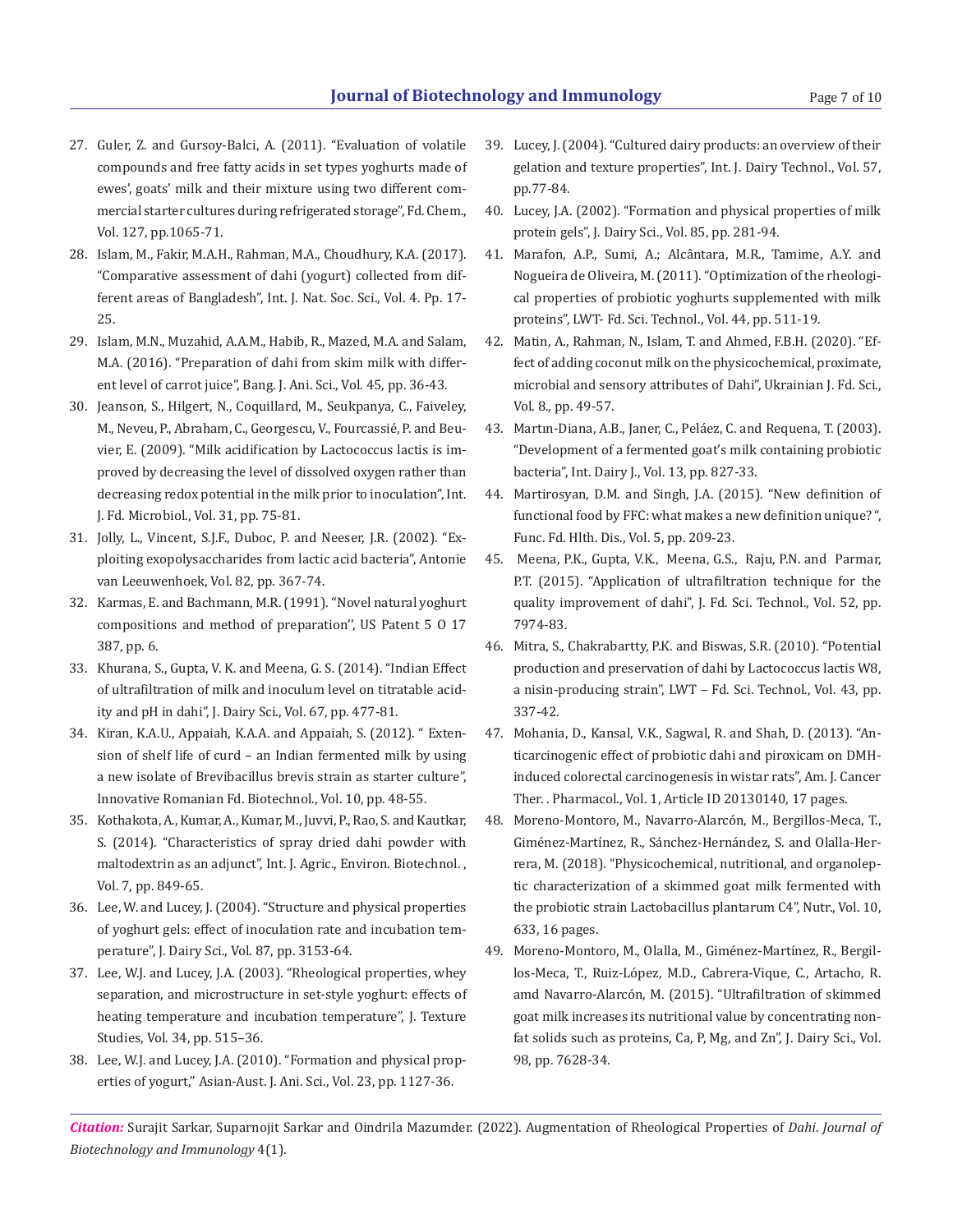27. Guler, Z. and Gursoy-Balci, A. (2011). "Evaluation of volatile compounds and free fatty acids in set types yoghurts made of ewes', goats' milk and their mixture using two different commercial starter cultures during refrigerated storage", Fd. Chem., Vol. 127, pp.1065-71.
28. Islam, M., Fakir, M.A.H., Rahman, M.A., Choudhury, K.A. (2017). "Comparative assessment of dahi (yogurt) collected from different areas of Bangladesh", Int. J. Nat. Soc. Sci., Vol. 4. Pp. 17-25.
29. Islam, M.N., Muzahid, A.A.M., Habib, R., Mazed, M.A. and Salam, M.A. (2016). "Preparation of dahi from skim milk with different level of carrot juice", Bang. J. Ani. Sci., Vol. 45, pp. 36-43.
30. Jeanson, S., Hilgert, N., Coquillard, M., Seukpanya, C., Faiveley, M., Neveu, P., Abraham, C., Georgescu, V., Fourcassié, P. and Beuvier, E. (2009). "Milk acidification by Lactococcus lactis is improved by decreasing the level of dissolved oxygen rather than decreasing redox potential in the milk prior to inoculation", Int. J. Fd. Microbiol., Vol. 31, pp. 75-81.
31. Jolly, L., Vincent, S.J.F., Duboc, P. and Neeser, J.R. (2002). "Exploiting exopolysaccharides from lactic acid bacteria", Antonie van Leeuwenhoek, Vol. 82, pp. 367-74.
32. Karmas, E. and Bachmann, M.R. (1991). "Novel natural yoghurt compositions and method of preparation'', US Patent 5 O 17 387, pp. 6.
33. Khurana, S., Gupta, V. K. and Meena, G. S. (2014). "Indian Effect of ultrafiltration of milk and inoculum level on titratable acidity and pH in dahi", J. Dairy Sci., Vol. 67, pp. 477-81.
34. Kiran, K.A.U., Appaiah, K.A.A. and Appaiah, S. (2012). " Extension of shelf life of curd – an Indian fermented milk by using a new isolate of Brevibacillus brevis strain as starter culture", Innovative Romanian Fd. Biotechnol., Vol. 10, pp. 48-55.
35. Kothakota, A., Kumar, A., Kumar, M., Juvvi, P., Rao, S. and Kautkar, S. (2014). "Characteristics of spray dried dahi powder with maltodextrin as an adjunct", Int. J. Agric., Environ. Biotechnol. , Vol. 7, pp. 849-65.
36. Lee, W. and Lucey, J. (2004). "Structure and physical properties of yoghurt gels: effect of inoculation rate and incubation temperature", J. Dairy Sci., Vol. 87, pp. 3153-64.
37. Lee, W.J. and Lucey, J.A. (2003). "Rheological properties, whey separation, and microstructure in set-style yoghurt: effects of heating temperature and incubation temperature", J. Texture Studies, Vol. 34, pp. 515–36.
38. Lee, W.J. and Lucey, J.A. (2010). "Formation and physical properties of yogurt," Asian-Aust. J. Ani. Sci., Vol. 23, pp. 1127-36.
39. Lucey, J. (2004). "Cultured dairy products: an overview of their gelation and texture properties", Int. J. Dairy Technol., Vol. 57, pp.77-84.
40. Lucey, J.A. (2002). "Formation and physical properties of milk protein gels", J. Dairy Sci., Vol. 85, pp. 281-94.
41. Marafon, A.P., Sumi, A.; Alcântara, M.R., Tamime, A.Y. and Nogueira de Oliveira, M. (2011). "Optimization of the rheological properties of probiotic yoghurts supplemented with milk proteins", LWT- Fd. Sci. Technol., Vol. 44, pp. 511-19.
42. Matin, A., Rahman, N., Islam, T. and Ahmed, F.B.H. (2020). "Effect of adding coconut milk on the physicochemical, proximate, microbial and sensory attributes of Dahi", Ukrainian J. Fd. Sci., Vol. 8., pp. 49-57.
43. Martın-Diana, A.B., Janer, C., Peláez, C. and Requena, T. (2003). "Development of a fermented goat's milk containing probiotic bacteria", Int. Dairy J., Vol. 13, pp. 827-33.
44. Martirosyan, D.M. and Singh, J.A. (2015). "New definition of functional food by FFC: what makes a new definition unique? ", Func. Fd. Hlth. Dis., Vol. 5, pp. 209-23.
45. Meena, P.K., Gupta, V.K., Meena, G.S., Raju, P.N. and Parmar, P.T. (2015). "Application of ultrafiltration technique for the quality improvement of dahi", J. Fd. Sci. Technol., Vol. 52, pp. 7974-83.
46. Mitra, S., Chakrabartty, P.K. and Biswas, S.R. (2010). "Potential production and preservation of dahi by Lactococcus lactis W8, a nisin-producing strain", LWT – Fd. Sci. Technol., Vol. 43, pp. 337-42.
47. Mohania, D., Kansal, V.K., Sagwal, R. and Shah, D. (2013). "Anticarcinogenic effect of probiotic dahi and piroxicam on DMH-induced colorectal carcinogenesis in wistar rats", Am. J. Cancer Ther. . Pharmacol., Vol. 1, Article ID 20130140, 17 pages.
48. Moreno-Montoro, M., Navarro-Alarcón, M., Bergillos-Meca, T., Giménez-Martínez, R., Sánchez-Hernández, S. and Olalla-Herrera, M. (2018). "Physicochemical, nutritional, and organoleptic characterization of a skimmed goat milk fermented with the probiotic strain Lactobacillus plantarum C4", Nutr., Vol. 10, 633, 16 pages.
49. Moreno-Montoro, M., Olalla, M., Giménez-Martínez, R., Bergillos-Meca, T., Ruiz-López, M.D., Cabrera-Vique, C., Artacho, R. amd Navarro-Alarcón, M. (2015). "Ultrafiltration of skimmed goat milk increases its nutritional value by concentrating nonfat solids such as proteins, Ca, P, Mg, and Zn", J. Dairy Sci., Vol. 98, pp. 7628-34.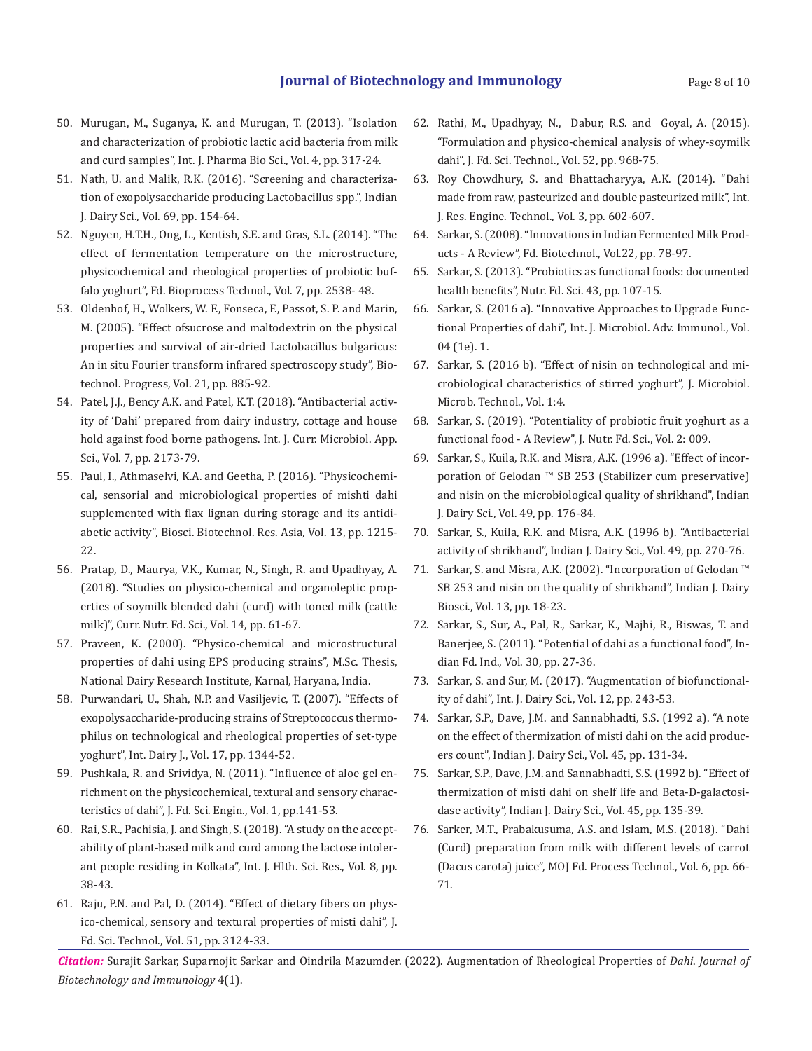50. Murugan, M., Suganya, K. and Murugan, T. (2013). "Isolation and characterization of probiotic lactic acid bacteria from milk and curd samples", Int. J. Pharma Bio Sci., Vol. 4, pp. 317-24.
51. Nath, U. and Malik, R.K. (2016). "Screening and characterization of exopolysaccharide producing Lactobacillus spp.", Indian J. Dairy Sci., Vol. 69, pp. 154-64.
52. Nguyen, H.T.H., Ong, L., Kentish, S.E. and Gras, S.L. (2014). "The effect of fermentation temperature on the microstructure, physicochemical and rheological properties of probiotic buffalo yoghurt", Fd. Bioprocess Technol., Vol. 7, pp. 2538- 48.
53. Oldenhof, H., Wolkers, W. F., Fonseca, F., Passot, S. P. and Marin, M. (2005). "Effect ofsucrose and maltodextrin on the physical properties and survival of air-dried Lactobacillus bulgaricus: An in situ Fourier transform infrared spectroscopy study", Biotechnol. Progress, Vol. 21, pp. 885-92.
54. Patel, J.J., Bency A.K. and Patel, K.T. (2018). "Antibacterial activity of 'Dahi' prepared from dairy industry, cottage and house hold against food borne pathogens. Int. J. Curr. Microbiol. App. Sci., Vol. 7, pp. 2173-79.
55. Paul, I., Athmaselvi, K.A. and Geetha, P. (2016). "Physicochemical, sensorial and microbiological properties of mishti dahi supplemented with flax lignan during storage and its antidiabetic activity", Biosci. Biotechnol. Res. Asia, Vol. 13, pp. 1215-22.
56. Pratap, D., Maurya, V.K., Kumar, N., Singh, R. and Upadhyay, A. (2018). "Studies on physico-chemical and organoleptic properties of soymilk blended dahi (curd) with toned milk (cattle milk)", Curr. Nutr. Fd. Sci., Vol. 14, pp. 61-67.
57. Praveen, K. (2000). "Physico-chemical and microstructural properties of dahi using EPS producing strains", M.Sc. Thesis, National Dairy Research Institute, Karnal, Haryana, India.
58. Purwandari, U., Shah, N.P. and Vasiljevic, T. (2007). "Effects of exopolysaccharide-producing strains of Streptococcus thermophilus on technological and rheological properties of set-type yoghurt", Int. Dairy J., Vol. 17, pp. 1344-52.
59. Pushkala, R. and Srividya, N. (2011). "Influence of aloe gel enrichment on the physicochemical, textural and sensory characteristics of dahi", J. Fd. Sci. Engin., Vol. 1, pp.141-53.
60. Rai, S.R., Pachisia, J. and Singh, S. (2018). "A study on the acceptability of plant-based milk and curd among the lactose intolerant people residing in Kolkata", Int. J. Hlth. Sci. Res., Vol. 8, pp. 38-43.
61. Raju, P.N. and Pal, D. (2014). "Effect of dietary fibers on physico-chemical, sensory and textural properties of misti dahi", J. Fd. Sci. Technol., Vol. 51, pp. 3124-33.
62. Rathi, M., Upadhyay, N., Dabur, R.S. and Goyal, A. (2015). "Formulation and physico-chemical analysis of whey-soymilk dahi", J. Fd. Sci. Technol., Vol. 52, pp. 968-75.
63. Roy Chowdhury, S. and Bhattacharyya, A.K. (2014). "Dahi made from raw, pasteurized and double pasteurized milk", Int. J. Res. Engine. Technol., Vol. 3, pp. 602-607.
64. Sarkar, S. (2008). "Innovations in Indian Fermented Milk Products - A Review", Fd. Biotechnol., Vol.22, pp. 78-97.
65. Sarkar, S. (2013). "Probiotics as functional foods: documented health benefits", Nutr. Fd. Sci. 43, pp. 107-15.
66. Sarkar, S. (2016 a). "Innovative Approaches to Upgrade Functional Properties of dahi", Int. J. Microbiol. Adv. Immunol., Vol. 04 (1e). 1.
67. Sarkar, S. (2016 b). "Effect of nisin on technological and microbiological characteristics of stirred yoghurt", J. Microbiol. Microb. Technol., Vol. 1:4.
68. Sarkar, S. (2019). "Potentiality of probiotic fruit yoghurt as a functional food - A Review", J. Nutr. Fd. Sci., Vol. 2: 009.
69. Sarkar, S., Kuila, R.K. and Misra, A.K. (1996 a). "Effect of incorporation of Gelodan ™ SB 253 (Stabilizer cum preservative) and nisin on the microbiological quality of shrikhand", Indian J. Dairy Sci., Vol. 49, pp. 176-84.
70. Sarkar, S., Kuila, R.K. and Misra, A.K. (1996 b). "Antibacterial activity of shrikhand", Indian J. Dairy Sci., Vol. 49, pp. 270-76.
71. Sarkar, S. and Misra, A.K. (2002). "Incorporation of Gelodan ™ SB 253 and nisin on the quality of shrikhand", Indian J. Dairy Biosci., Vol. 13, pp. 18-23.
72. Sarkar, S., Sur, A., Pal, R., Sarkar, K., Majhi, R., Biswas, T. and Banerjee, S. (2011). "Potential of dahi as a functional food", Indian Fd. Ind., Vol. 30, pp. 27-36.
73. Sarkar, S. and Sur, M. (2017). "Augmentation of biofunctionality of dahi", Int. J. Dairy Sci., Vol. 12, pp. 243-53.
74. Sarkar, S.P., Dave, J.M. and Sannabhadti, S.S. (1992 a). "A note on the effect of thermization of misti dahi on the acid producers count", Indian J. Dairy Sci., Vol. 45, pp. 131-34.
75. Sarkar, S.P., Dave, J.M. and Sannabhadti, S.S. (1992 b). "Effect of thermization of misti dahi on shelf life and Beta-D-galactosidase activity", Indian J. Dairy Sci., Vol. 45, pp. 135-39.
76. Sarker, M.T., Prabakusuma, A.S. and Islam, M.S. (2018). "Dahi (Curd) preparation from milk with different levels of carrot (Dacus carota) juice", MOJ Fd. Process Technol., Vol. 6, pp. 66-71.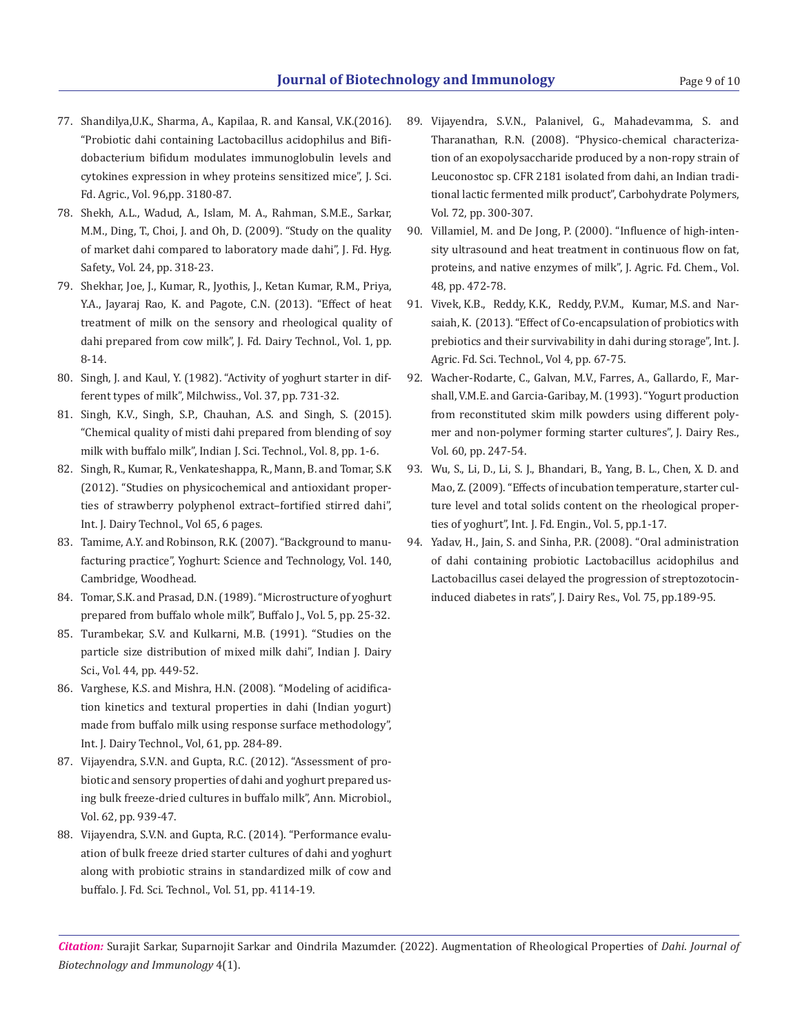77. Shandilya,U.K., Sharma, A., Kapilaa, R. and Kansal, V.K.(2016). "Probiotic dahi containing Lactobacillus acidophilus and Bifidobacterium bifidum modulates immunoglobulin levels and cytokines expression in whey proteins sensitized mice", J. Sci. Fd. Agric., Vol. 96,pp. 3180-87.
78. Shekh, A.L., Wadud, A., Islam, M. A., Rahman, S.M.E., Sarkar, M.M., Ding, T., Choi, J. and Oh, D. (2009). "Study on the quality of market dahi compared to laboratory made dahi", J. Fd. Hyg. Safety., Vol. 24, pp. 318-23.
79. Shekhar, Joe, J., Kumar, R., Jyothis, J., Ketan Kumar, R.M., Priya, Y.A., Jayaraj Rao, K. and Pagote, C.N. (2013). "Effect of heat treatment of milk on the sensory and rheological quality of dahi prepared from cow milk", J. Fd. Dairy Technol., Vol. 1, pp. 8-14.
80. Singh, J. and Kaul, Y. (1982). "Activity of yoghurt starter in different types of milk", Milchwiss., Vol. 37, pp. 731-32.
81. Singh, K.V., Singh, S.P., Chauhan, A.S. and Singh, S. (2015). "Chemical quality of misti dahi prepared from blending of soy milk with buffalo milk", Indian J. Sci. Technol., Vol. 8, pp. 1-6.
82. Singh, R., Kumar, R., Venkateshappa, R., Mann, B. and Tomar, S.K (2012). "Studies on physicochemical and antioxidant properties of strawberry polyphenol extract–fortified stirred dahi", Int. J. Dairy Technol., Vol 65, 6 pages.
83. Tamime, A.Y. and Robinson, R.K. (2007). "Background to manufacturing practice", Yoghurt: Science and Technology, Vol. 140, Cambridge, Woodhead.
84. Tomar, S.K. and Prasad, D.N. (1989). "Microstructure of yoghurt prepared from buffalo whole milk", Buffalo J., Vol. 5, pp. 25-32.
85. Turambekar, S.V. and Kulkarni, M.B. (1991). "Studies on the particle size distribution of mixed milk dahi", Indian J. Dairy Sci., Vol. 44, pp. 449-52.
86. Varghese, K.S. and Mishra, H.N. (2008). "Modeling of acidification kinetics and textural properties in dahi (Indian yogurt) made from buffalo milk using response surface methodology", Int. J. Dairy Technol., Vol, 61, pp. 284-89.
87. Vijayendra, S.V.N. and Gupta, R.C. (2012). "Assessment of probiotic and sensory properties of dahi and yoghurt prepared using bulk freeze-dried cultures in buffalo milk", Ann. Microbiol., Vol. 62, pp. 939-47.
88. Vijayendra, S.V.N. and Gupta, R.C. (2014). "Performance evaluation of bulk freeze dried starter cultures of dahi and yoghurt along with probiotic strains in standardized milk of cow and buffalo. J. Fd. Sci. Technol., Vol. 51, pp. 4114-19.
89. Vijayendra, S.V.N., Palanivel, G., Mahadevamma, S. and Tharanathan, R.N. (2008). "Physico-chemical characterization of an exopolysaccharide produced by a non-ropy strain of Leuconostoc sp. CFR 2181 isolated from dahi, an Indian traditional lactic fermented milk product", Carbohydrate Polymers, Vol. 72, pp. 300-307.
90. Villamiel, M. and De Jong, P. (2000). "Influence of high-intensity ultrasound and heat treatment in continuous flow on fat, proteins, and native enzymes of milk", J. Agric. Fd. Chem., Vol. 48, pp. 472-78.
91. Vivek, K.B., Reddy, K.K., Reddy, P.V.M., Kumar, M.S. and Narsaiah, K. (2013). "Effect of Co-encapsulation of probiotics with prebiotics and their survivability in dahi during storage", Int. J. Agric. Fd. Sci. Technol., Vol 4, pp. 67-75.
92. Wacher-Rodarte, C., Galvan, M.V., Farres, A., Gallardo, F., Marshall, V.M.E. and Garcia-Garibay, M. (1993). "Yogurt production from reconstituted skim milk powders using different polymer and non-polymer forming starter cultures", J. Dairy Res., Vol. 60, pp. 247-54.
93. Wu, S., Li, D., Li, S. J., Bhandari, B., Yang, B. L., Chen, X. D. and Mao, Z. (2009). "Effects of incubation temperature, starter culture level and total solids content on the rheological properties of yoghurt", Int. J. Fd. Engin., Vol. 5, pp.1-17.
94. Yadav, H., Jain, S. and Sinha, P.R. (2008). "Oral administration of dahi containing probiotic Lactobacillus acidophilus and Lactobacillus casei delayed the progression of streptozotocin-induced diabetes in rats", J. Dairy Res., Vol. 75, pp.189-95.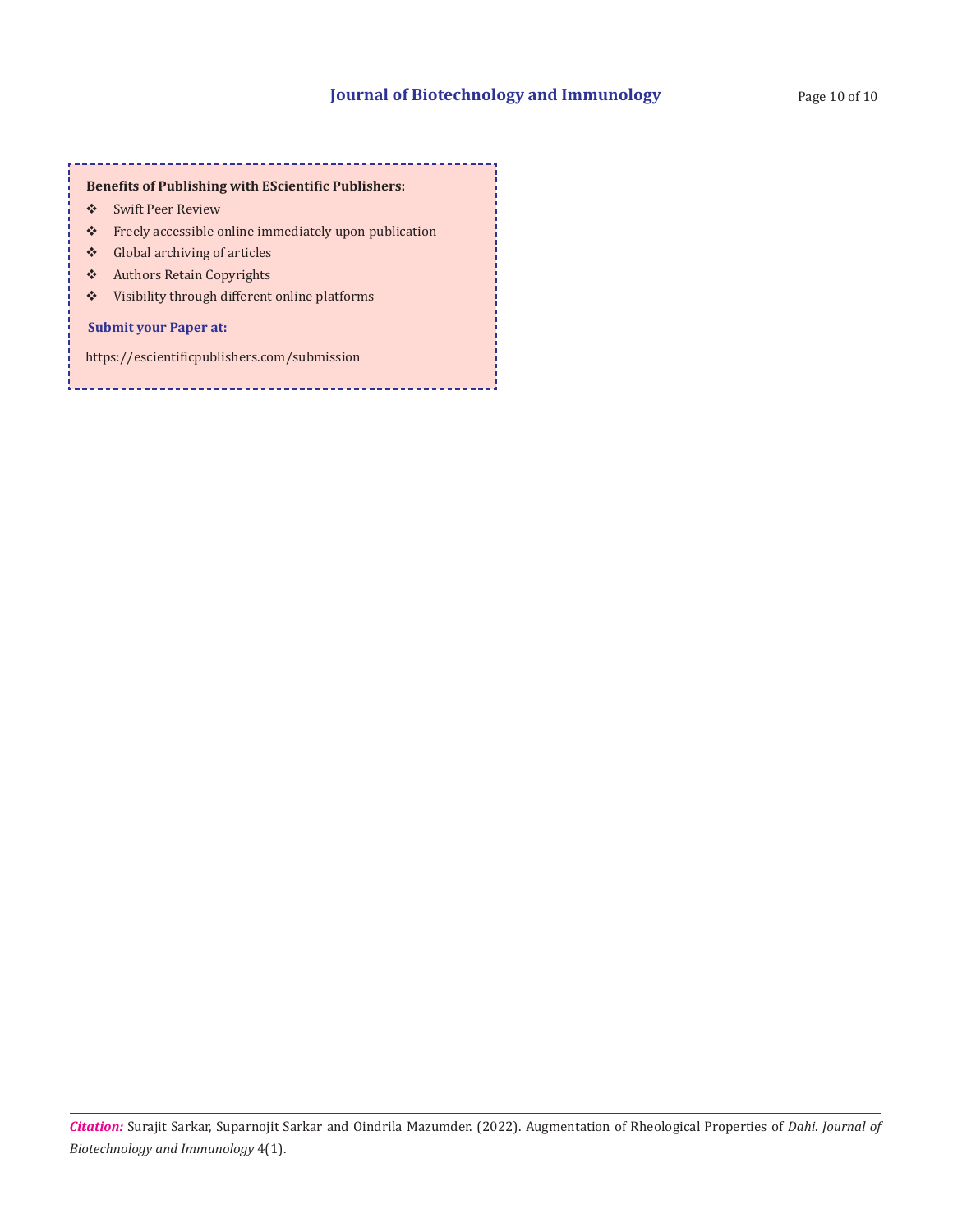**Benefits of Publishing with EScientific Publishers:**

- Swift Peer Review
- Freely accessible online immediately upon publication
- Global archiving of articles
- Authors Retain Copyrights
- Visibility through different online platforms

**Submit your Paper at:**

https://escientificpublishers.com/submission

***Citation:*** Surajit Sarkar, Suparnojit Sarkar and Oindrila Mazumder. (2022). Augmentation of Rheological Properties of *Dahi*. *Journal of Biotechnology and Immunology* 4(1).